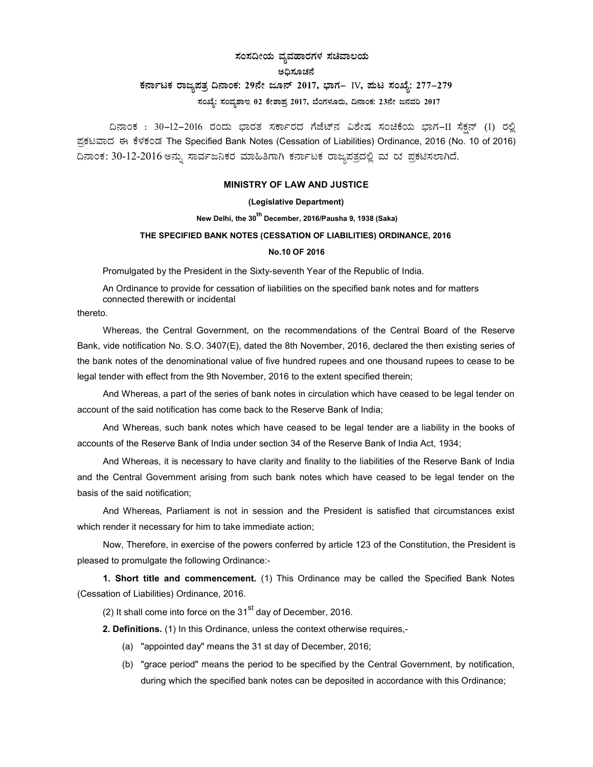**ಸಂಸದೀಯ ವ್ಯವಹಾರಗಳ ಸಚಿವಾಲಯ**

**ಅಧಿಸೂಚನೆ**

**ಕರ್ನಾಟಕ ರಾಜ್ಯಪತ್ರ ದಿನಾಂಕ: 29ನೇ ಜೂನ್ 2017, ಭಾಗ– IV, ಪುಟ ಸಂಖ್ಯೆ: 277–279**

**ಸಂಖ್ಯೆ: ಸಂವ್ಯಶಾಇ 02 ಕೇಶಾಪ್ರ 2017, ಬೆಂಗಳೂರು, ದಿನಾಂಕ: 23ನೇ ಜನವರಿ 2017**

ದಿನಾಂಕ : 30–12–2016 ರಂದು ಭಾರತ ಸರ್ಕಾರದ ಗೆಜೆಟ್‌ನ ವಿಶೇಷ ಸಂಚಿಕೆಯ ಭಾಗ–II ಸೆಕ್ಷನ್ (1) ರಲ್ಲಿ ಪ್ರಕಟವಾದ ಈ ಕೆಳಕಂಡ The Specified Bank Notes (Cessation of Liabilities) Ordinance, 2016 (No. 10 of 2016) ದಿನಾಂಕ: 30-12-2016 ಅನ್ನು ಸಾರ್ವಜನಿಕರ ಮಾಹಿತಿಗಾಗಿ ಕರ್ನಾಟಕ ರಾಜ್ಯಪತ್ರದಲ್ಲಿ ಮ ರು ಪ್ರಕಟಿಸಲಾಗಿದೆ.

**MINISTRY OF LAW AND JUSTICE**

**(Legislative Department)**

**New Delhi, the 30th December, 2016/Pausha 9, 1938 (Saka)**

**THE SPECIFIED BANK NOTES (CESSATION OF LIABILITIES) ORDINANCE, 2016**

**No.10 OF 2016**

Promulgated by the President in the Sixty-seventh Year of the Republic of India.

An Ordinance to provide for cessation of liabilities on the specified bank notes and for matters connected therewith or incidental thereto.

Whereas, the Central Government, on the recommendations of the Central Board of the Reserve Bank, vide notification No. S.O. 3407(E), dated the 8th November, 2016, declared the then existing series of the bank notes of the denominational value of five hundred rupees and one thousand rupees to cease to be legal tender with effect from the 9th November, 2016 to the extent specified therein;

And Whereas, a part of the series of bank notes in circulation which have ceased to be legal tender on account of the said notification has come back to the Reserve Bank of India;

And Whereas, such bank notes which have ceased to be legal tender are a liability in the books of accounts of the Reserve Bank of India under section 34 of the Reserve Bank of India Act, 1934;

And Whereas, it is necessary to have clarity and finality to the liabilities of the Reserve Bank of India and the Central Government arising from such bank notes which have ceased to be legal tender on the basis of the said notification;

And Whereas, Parliament is not in session and the President is satisfied that circumstances exist which render it necessary for him to take immediate action;

Now, Therefore, in exercise of the powers conferred by article 123 of the Constitution, the President is pleased to promulgate the following Ordinance:-

**1. Short title and commencement.** (1) This Ordinance may be called the Specified Bank Notes (Cessation of Liabilities) Ordinance, 2016.

(2) It shall come into force on the 31st day of December, 2016.

**2. Definitions.** (1) In this Ordinance, unless the context otherwise requires,-

(a) "appointed day" means the 31 st day of December, 2016;

(b) "grace period" means the period to be specified by the Central Government, by notification, during which the specified bank notes can be deposited in accordance with this Ordinance;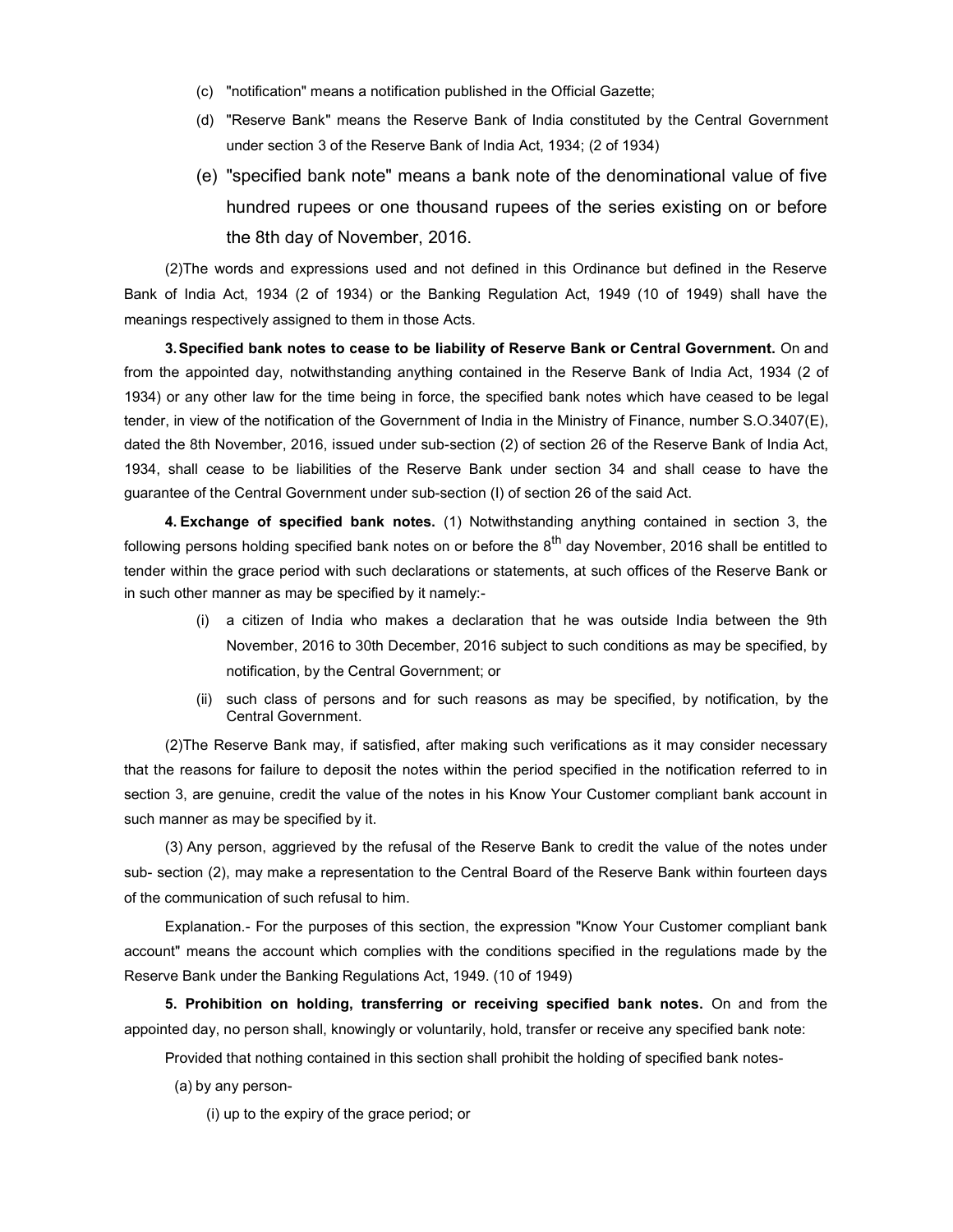(c) "notification" means a notification published in the Official Gazette;

(d) "Reserve Bank" means the Reserve Bank of India constituted by the Central Government under section 3 of the Reserve Bank of India Act, 1934; (2 of 1934)

(e) "specified bank note" means a bank note of the denominational value of five hundred rupees or one thousand rupees of the series existing on or before the 8th day of November, 2016.

(2)The words and expressions used and not defined in this Ordinance but defined in the Reserve Bank of India Act, 1934 (2 of 1934) or the Banking Regulation Act, 1949 (10 of 1949) shall have the meanings respectively assigned to them in those Acts.

**3. Specified bank notes to cease to be liability of Reserve Bank or Central Government.** On and from the appointed day, notwithstanding anything contained in the Reserve Bank of India Act, 1934 (2 of 1934) or any other law for the time being in force, the specified bank notes which have ceased to be legal tender, in view of the notification of the Government of India in the Ministry of Finance, number S.O.3407(E), dated the 8th November, 2016, issued under sub-section (2) of section 26 of the Reserve Bank of India Act, 1934, shall cease to be liabilities of the Reserve Bank under section 34 and shall cease to have the guarantee of the Central Government under sub-section (I) of section 26 of the said Act.

**4. Exchange of specified bank notes.** (1) Notwithstanding anything contained in section 3, the following persons holding specified bank notes on or before the 8th day November, 2016 shall be entitled to tender within the grace period with such declarations or statements, at such offices of the Reserve Bank or in such other manner as may be specified by it namely:-

(i) a citizen of India who makes a declaration that he was outside India between the 9th November, 2016 to 30th December, 2016 subject to such conditions as may be specified, by notification, by the Central Government; or

(ii) such class of persons and for such reasons as may be specified, by notification, by the Central Government.

(2)The Reserve Bank may, if satisfied, after making such verifications as it may consider necessary that the reasons for failure to deposit the notes within the period specified in the notification referred to in section 3, are genuine, credit the value of the notes in his Know Your Customer compliant bank account in such manner as may be specified by it.

(3) Any person, aggrieved by the refusal of the Reserve Bank to credit the value of the notes under sub- section (2), may make a representation to the Central Board of the Reserve Bank within fourteen days of the communication of such refusal to him.

Explanation.- For the purposes of this section, the expression "Know Your Customer compliant bank account" means the account which complies with the conditions specified in the regulations made by the Reserve Bank under the Banking Regulations Act, 1949. (10 of 1949)

**5. Prohibition on holding, transferring or receiving specified bank notes.** On and from the appointed day, no person shall, knowingly or voluntarily, hold, transfer or receive any specified bank note:

Provided that nothing contained in this section shall prohibit the holding of specified bank notes-

(a) by any person-

(i) up to the expiry of the grace period; or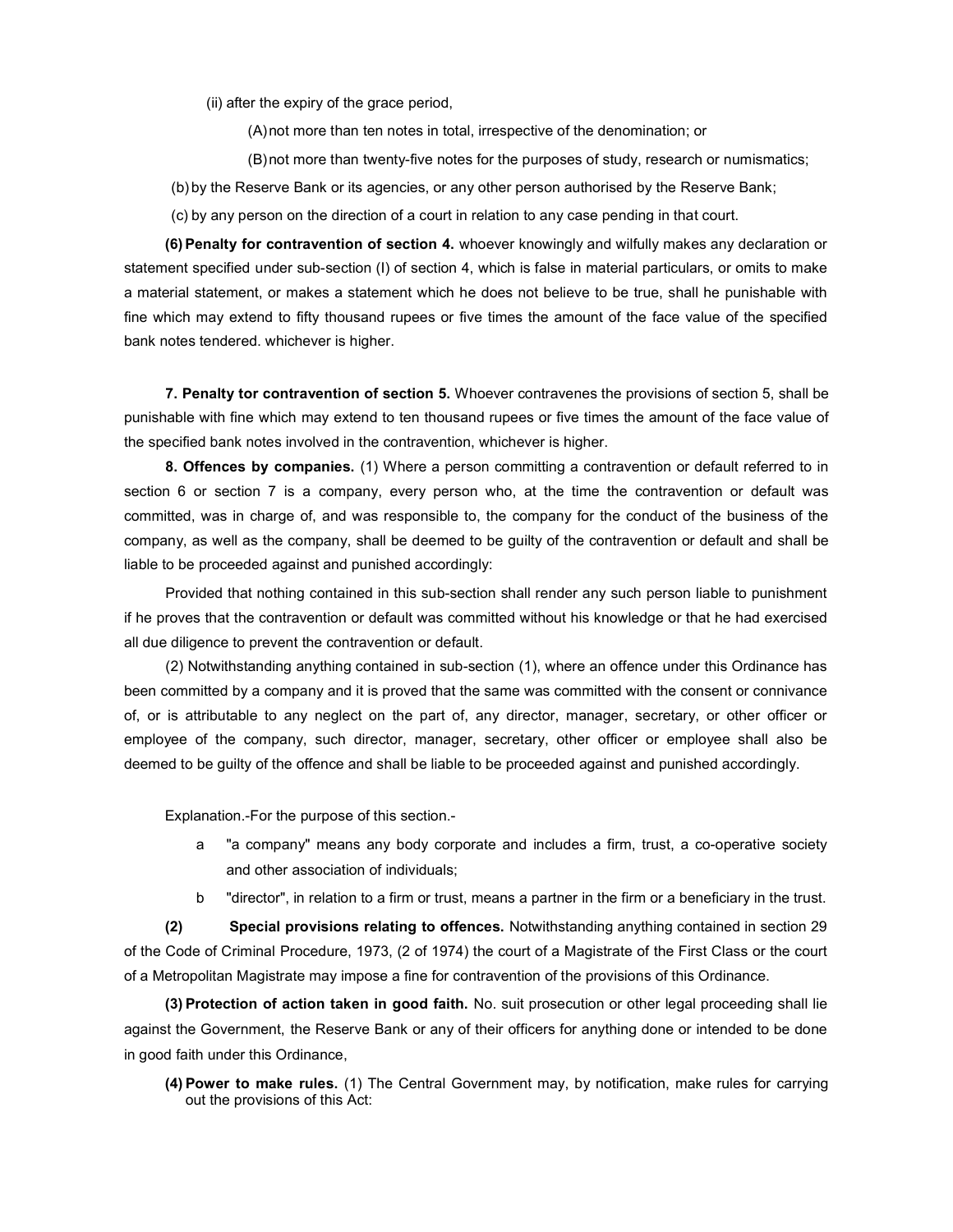(ii) after the expiry of the grace period,

(A) not more than ten notes in total, irrespective of the denomination; or

(B) not more than twenty-five notes for the purposes of study, research or numismatics;

(b) by the Reserve Bank or its agencies, or any other person authorised by the Reserve Bank;

(c) by any person on the direction of a court in relation to any case pending in that court.

**(6) Penalty for contravention of section 4.** whoever knowingly and wilfully makes any declaration or statement specified under sub-section (I) of section 4, which is false in material particulars, or omits to make a material statement, or makes a statement which he does not believe to be true, shall he punishable with fine which may extend to fifty thousand rupees or five times the amount of the face value of the specified bank notes tendered. whichever is higher.

**7. Penalty tor contravention of section 5.** Whoever contravenes the provisions of section 5, shall be punishable with fine which may extend to ten thousand rupees or five times the amount of the face value of the specified bank notes involved in the contravention, whichever is higher.

**8. Offences by companies.** (1) Where a person committing a contravention or default referred to in section 6 or section 7 is a company, every person who, at the time the contravention or default was committed, was in charge of, and was responsible to, the company for the conduct of the business of the company, as well as the company, shall be deemed to be guilty of the contravention or default and shall be liable to be proceeded against and punished accordingly:

Provided that nothing contained in this sub-section shall render any such person liable to punishment if he proves that the contravention or default was committed without his knowledge or that he had exercised all due diligence to prevent the contravention or default.

(2) Notwithstanding anything contained in sub-section (1), where an offence under this Ordinance has been committed by a company and it is proved that the same was committed with the consent or connivance of, or is attributable to any neglect on the part of, any director, manager, secretary, or other officer or employee of the company, such director, manager, secretary, other officer or employee shall also be deemed to be guilty of the offence and shall be liable to be proceeded against and punished accordingly.

Explanation.-For the purpose of this section.-

a "a company" means any body corporate and includes a firm, trust, a co-operative society and other association of individuals;

b "director", in relation to a firm or trust, means a partner in the firm or a beneficiary in the trust.

**(2) Special provisions relating to offences.** Notwithstanding anything contained in section 29 of the Code of Criminal Procedure, 1973, (2 of 1974) the court of a Magistrate of the First Class or the court of a Metropolitan Magistrate may impose a fine for contravention of the provisions of this Ordinance.

**(3) Protection of action taken in good faith.** No. suit prosecution or other legal proceeding shall lie against the Government, the Reserve Bank or any of their officers for anything done or intended to be done in good faith under this Ordinance,

**(4) Power to make rules.** (1) The Central Government may, by notification, make rules for carrying out the provisions of this Act: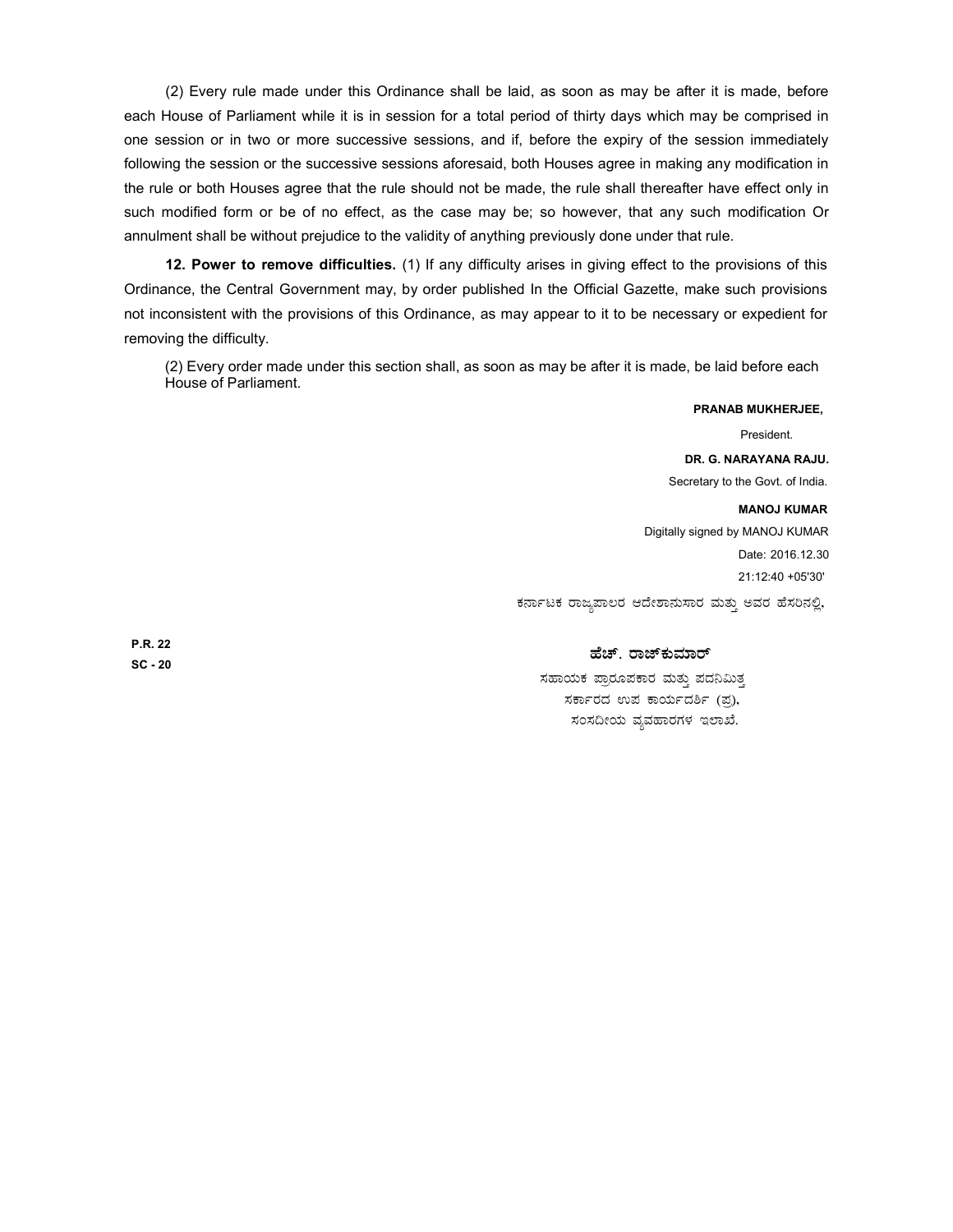(2) Every rule made under this Ordinance shall be laid, as soon as may be after it is made, before each House of Parliament while it is in session for a total period of thirty days which may be comprised in one session or in two or more successive sessions, and if, before the expiry of the session immediately following the session or the successive sessions aforesaid, both Houses agree in making any modification in the rule or both Houses agree that the rule should not be made, the rule shall thereafter have effect only in such modified form or be of no effect, as the case may be; so however, that any such modification Or annulment shall be without prejudice to the validity of anything previously done under that rule.

**12. Power to remove difficulties.** (1) If any difficulty arises in giving effect to the provisions of this Ordinance, the Central Government may, by order published In the Official Gazette, make such provisions not inconsistent with the provisions of this Ordinance, as may appear to it to be necessary or expedient for removing the difficulty.

(2) Every order made under this section shall, as soon as may be after it is made, be laid before each House of Parliament.

**PRANAB MUKHERJEE,**

President.

**DR. G. NARAYANA RAJU.**

Secretary to the Govt. of India.

**MANOJ KUMAR**

Digitally signed by MANOJ KUMAR

Date: 2016.12.30

21:12:40 +05'30'

ಕರ್ನಾಟಕ ರಾಜ್ಯಪಾಲರ ಆದೇಶಾನುಸಾರ ಮತ್ತು ಅವರ ಹೆಸರಿನಲ್ಲಿ,

**P.R. 22**

**SC - 20**

**ಹೆಚ್. ರಾಜ್‌ಕುಮಾರ್**

ಸಹಾಯಕ ಪ್ರಾರೂಪಕಾರ ಮತ್ತು ಪದನಿಮಿತ್ತ

ಸರ್ಕಾರದ ಉಪ ಕಾರ್ಯದರ್ಶಿ (ಪ್ರ),

ಸಂಸದೀಯ ವ್ಯವಹಾರಗಳ ಇಲಾಖೆ.